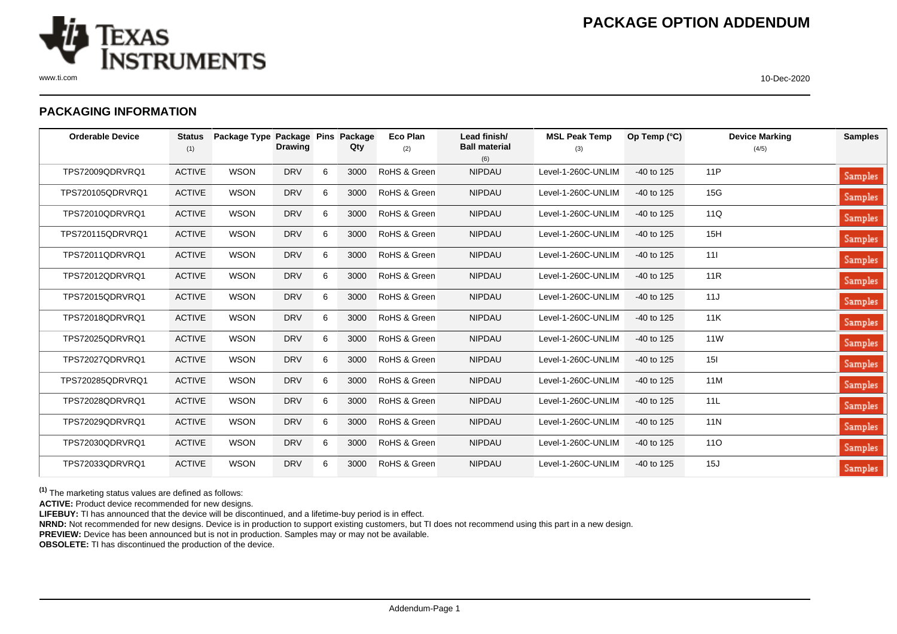# PACKAGE OPTION ADDENDUM

## PACKAGING INFORMATION

| Orderable Device | Status (1) | Package Type | Package Drawing | Pins | Package Qty | Eco Plan (2) | Lead finish/ Ball material (6) | MSL Peak Temp (3) | Op Temp (°C) | Device Marking (4/5) | Samples |
|---|---|---|---|---|---|---|---|---|---|---|---|
| TPS72009QDRVRQ1 | ACTIVE | WSON | DRV | 6 | 3000 | RoHS & Green | NIPDAU | Level-1-260C-UNLIM | -40 to 125 | 11P | Samples |
| TPS720105QDRVRQ1 | ACTIVE | WSON | DRV | 6 | 3000 | RoHS & Green | NIPDAU | Level-1-260C-UNLIM | -40 to 125 | 15G | Samples |
| TPS72010QDRVRQ1 | ACTIVE | WSON | DRV | 6 | 3000 | RoHS & Green | NIPDAU | Level-1-260C-UNLIM | -40 to 125 | 11Q | Samples |
| TPS720115QDRVRQ1 | ACTIVE | WSON | DRV | 6 | 3000 | RoHS & Green | NIPDAU | Level-1-260C-UNLIM | -40 to 125 | 15H | Samples |
| TPS72011QDRVRQ1 | ACTIVE | WSON | DRV | 6 | 3000 | RoHS & Green | NIPDAU | Level-1-260C-UNLIM | -40 to 125 | 11I | Samples |
| TPS72012QDRVRQ1 | ACTIVE | WSON | DRV | 6 | 3000 | RoHS & Green | NIPDAU | Level-1-260C-UNLIM | -40 to 125 | 11R | Samples |
| TPS72015QDRVRQ1 | ACTIVE | WSON | DRV | 6 | 3000 | RoHS & Green | NIPDAU | Level-1-260C-UNLIM | -40 to 125 | 11J | Samples |
| TPS72018QDRVRQ1 | ACTIVE | WSON | DRV | 6 | 3000 | RoHS & Green | NIPDAU | Level-1-260C-UNLIM | -40 to 125 | 11K | Samples |
| TPS72025QDRVRQ1 | ACTIVE | WSON | DRV | 6 | 3000 | RoHS & Green | NIPDAU | Level-1-260C-UNLIM | -40 to 125 | 11W | Samples |
| TPS72027QDRVRQ1 | ACTIVE | WSON | DRV | 6 | 3000 | RoHS & Green | NIPDAU | Level-1-260C-UNLIM | -40 to 125 | 15I | Samples |
| TPS720285QDRVRQ1 | ACTIVE | WSON | DRV | 6 | 3000 | RoHS & Green | NIPDAU | Level-1-260C-UNLIM | -40 to 125 | 11M | Samples |
| TPS72028QDRVRQ1 | ACTIVE | WSON | DRV | 6 | 3000 | RoHS & Green | NIPDAU | Level-1-260C-UNLIM | -40 to 125 | 11L | Samples |
| TPS72029QDRVRQ1 | ACTIVE | WSON | DRV | 6 | 3000 | RoHS & Green | NIPDAU | Level-1-260C-UNLIM | -40 to 125 | 11N | Samples |
| TPS72030QDRVRQ1 | ACTIVE | WSON | DRV | 6 | 3000 | RoHS & Green | NIPDAU | Level-1-260C-UNLIM | -40 to 125 | 11O | Samples |
| TPS72033QDRVRQ1 | ACTIVE | WSON | DRV | 6 | 3000 | RoHS & Green | NIPDAU | Level-1-260C-UNLIM | -40 to 125 | 15J | Samples |

[1] The marketing status values are defined as follows:

**ACTIVE:** Product device recommended for new designs.

**LIFEBUY:** TI has announced that the device will be discontinued, and a lifetime-buy period is in effect.

**NRND:** Not recommended for new designs. Device is in production to support existing customers, but TI does not recommend using this part in a new design.

**PREVIEW:** Device has been announced but is not in production. Samples may or may not be available.

**OBSOLETE:** TI has discontinued the production of the device.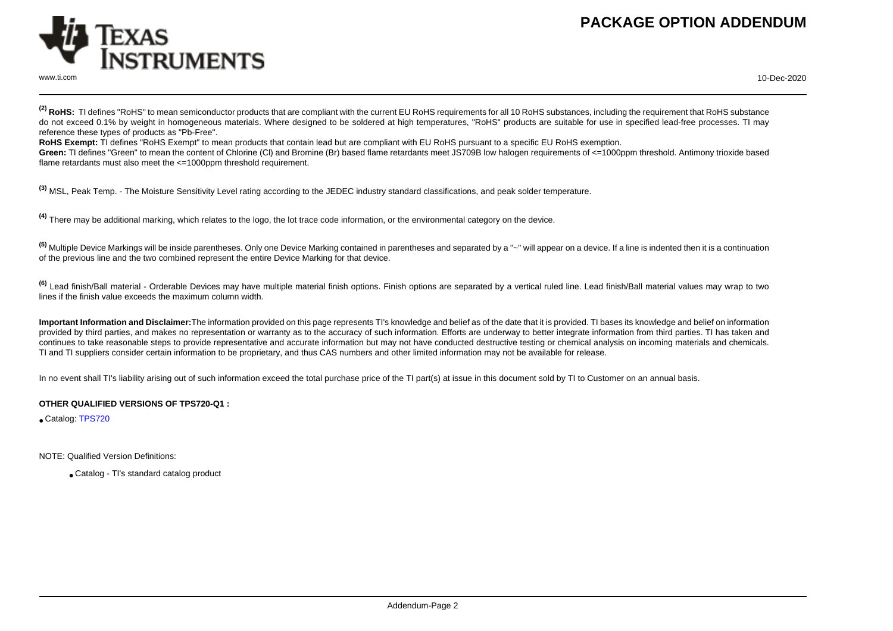(2) **RoHS:** TI defines "RoHS" to mean semiconductor products that are compliant with the current EU RoHS requirements for all 10 RoHS substances, including the requirement that RoHS substance do not exceed 0.1% by weight in homogeneous materials. Where designed to be soldered at high temperatures, "RoHS" products are suitable for use in specified lead-free processes. TI may reference these types of products as "Pb-Free".
**RoHS Exempt:** TI defines "RoHS Exempt" to mean products that contain lead but are compliant with EU RoHS pursuant to a specific EU RoHS exemption.
**Green:** TI defines "Green" to mean the content of Chlorine (Cl) and Bromine (Br) based flame retardants meet JS709B low halogen requirements of <=1000ppm threshold. Antimony trioxide based flame retardants must also meet the <=1000ppm threshold requirement.

(3) MSL, Peak Temp. - The Moisture Sensitivity Level rating according to the JEDEC industry standard classifications, and peak solder temperature.

(4) There may be additional marking, which relates to the logo, the lot trace code information, or the environmental category on the device.

(5) Multiple Device Markings will be inside parentheses. Only one Device Marking contained in parentheses and separated by a "~" will appear on a device. If a line is indented then it is a continuation of the previous line and the two combined represent the entire Device Marking for that device.

(6) Lead finish/Ball material - Orderable Devices may have multiple material finish options. Finish options are separated by a vertical ruled line. Lead finish/Ball material values may wrap to two lines if the finish value exceeds the maximum column width.

**Important Information and Disclaimer:** The information provided on this page represents TI's knowledge and belief as of the date that it is provided. TI bases its knowledge and belief on information provided by third parties, and makes no representation or warranty as to the accuracy of such information. Efforts are underway to better integrate information from third parties. TI has taken and continues to take reasonable steps to provide representative and accurate information but may not have conducted destructive testing or chemical analysis on incoming materials and chemicals. TI and TI suppliers consider certain information to be proprietary, and thus CAS numbers and other limited information may not be available for release.

In no event shall TI's liability arising out of such information exceed the total purchase price of the TI part(s) at issue in this document sold by TI to Customer on an annual basis.

**OTHER QUALIFIED VERSIONS OF TPS720-Q1 :**

- Catalog: TPS720

NOTE: Qualified Version Definitions:

- Catalog - TI's standard catalog product